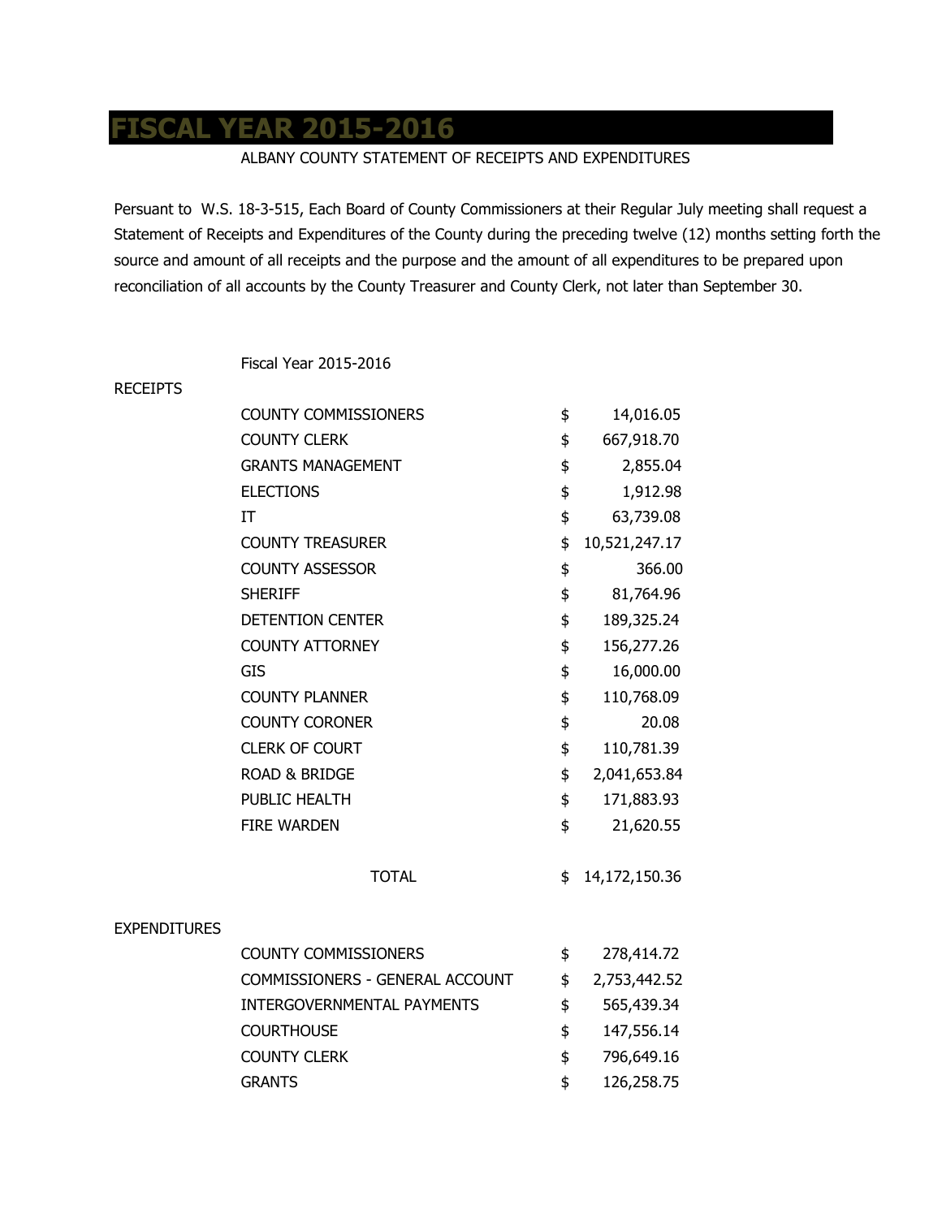# FISCAL YEAR 2015-2016

ALBANY COUNTY STATEMENT OF RECEIPTS AND EXPENDITURES

Persuant to W.S. 18-3-515, Each Board of County Commissioners at their Regular July meeting shall request a Statement of Receipts and Expenditures of the County during the preceding twelve (12) months setting forth the source and amount of all receipts and the purpose and the amount of all expenditures to be prepared upon reconciliation of all accounts by the County Treasurer and County Clerk, not later than September 30.

| | Fiscal Year 2015-2016 | | |
|---|---|---|---|
| RECEIPTS | | | |
| | COUNTY COMMISSIONERS | $ | 14,016.05 |
| | COUNTY CLERK | $ | 667,918.70 |
| | GRANTS MANAGEMENT | $ | 2,855.04 |
| | ELECTIONS | $ | 1,912.98 |
| | IT | $ | 63,739.08 |
| | COUNTY TREASURER | $ | 10,521,247.17 |
| | COUNTY ASSESSOR | $ | 366.00 |
| | SHERIFF | $ | 81,764.96 |
| | DETENTION CENTER | $ | 189,325.24 |
| | COUNTY ATTORNEY | $ | 156,277.26 |
| | GIS | $ | 16,000.00 |
| | COUNTY PLANNER | $ | 110,768.09 |
| | COUNTY CORONER | $ | 20.08 |
| | CLERK OF COURT | $ | 110,781.39 |
| | ROAD & BRIDGE | $ | 2,041,653.84 |
| | PUBLIC HEALTH | $ | 171,883.93 |
| | FIRE WARDEN | $ | 21,620.55 |
| | TOTAL | $ | 14,172,150.36 |
| EXPENDITURES | | | |
| | COUNTY COMMISSIONERS | $ | 278,414.72 |
| | COMMISSIONERS - GENERAL ACCOUNT | $ | 2,753,442.52 |
| | INTERGOVERNMENTAL PAYMENTS | $ | 565,439.34 |
| | COURTHOUSE | $ | 147,556.14 |
| | COUNTY CLERK | $ | 796,649.16 |
| | GRANTS | $ | 126,258.75 |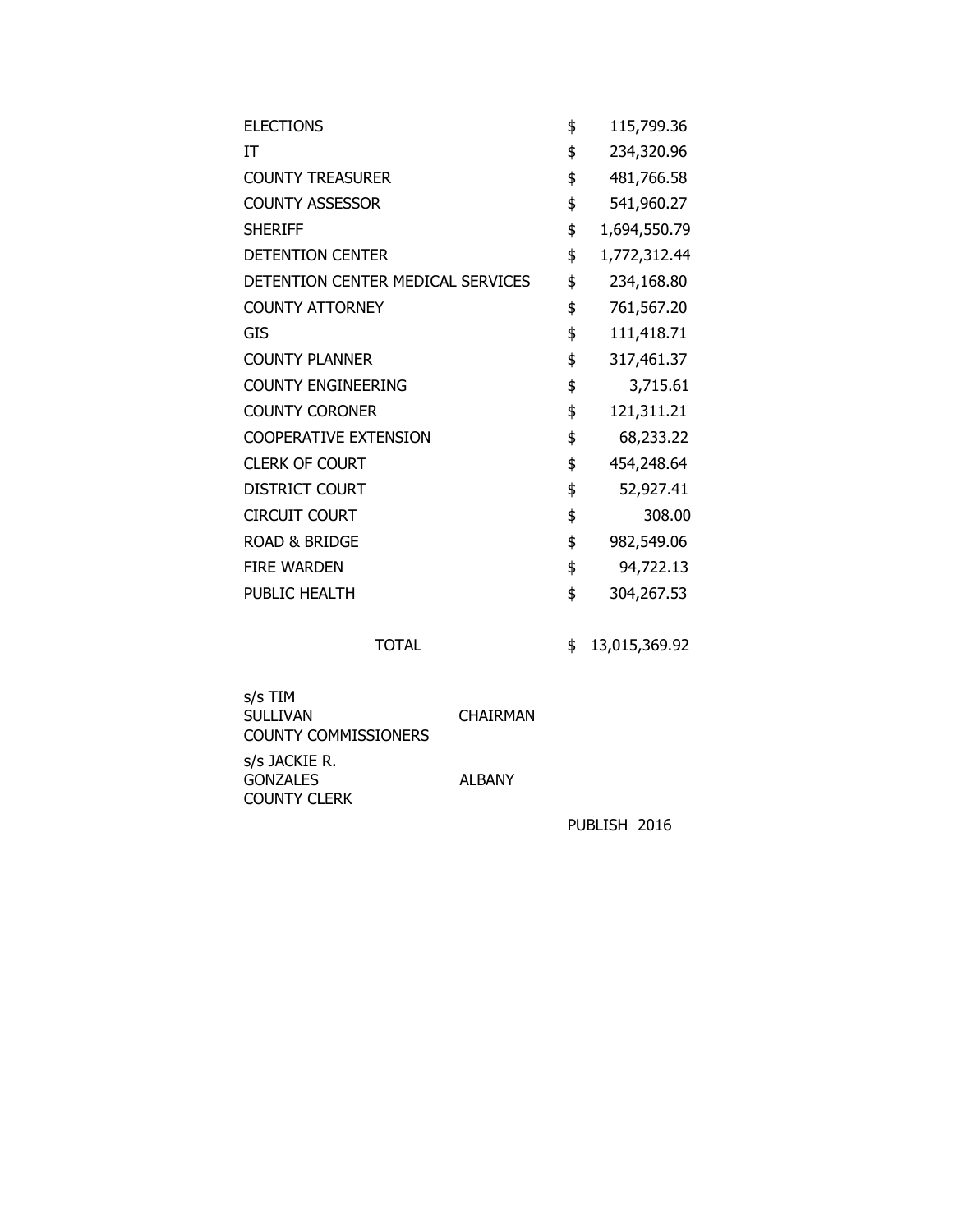| | | |
|---|---|---|
| ELECTIONS | $ | 115,799.36 |
| IT | $ | 234,320.96 |
| COUNTY TREASURER | $ | 481,766.58 |
| COUNTY ASSESSOR | $ | 541,960.27 |
| SHERIFF | $ | 1,694,550.79 |
| DETENTION CENTER | $ | 1,772,312.44 |
| DETENTION CENTER MEDICAL SERVICES | $ | 234,168.80 |
| COUNTY ATTORNEY | $ | 761,567.20 |
| GIS | $ | 111,418.71 |
| COUNTY PLANNER | $ | 317,461.37 |
| COUNTY ENGINEERING | $ | 3,715.61 |
| COUNTY CORONER | $ | 121,311.21 |
| COOPERATIVE EXTENSION | $ | 68,233.22 |
| CLERK OF COURT | $ | 454,248.64 |
| DISTRICT COURT | $ | 52,927.41 |
| CIRCUIT COURT | $ | 308.00 |
| ROAD & BRIDGE | $ | 982,549.06 |
| FIRE WARDEN | $ | 94,722.13 |
| PUBLIC HEALTH | $ | 304,267.53 |
| TOTAL | $ | 13,015,369.92 |

s/s TIM SULLIVAN CHAIRMAN
COUNTY COMMISSIONERS

s/s JACKIE R. GONZALES ALBANY
COUNTY CLERK

PUBLISH 2016